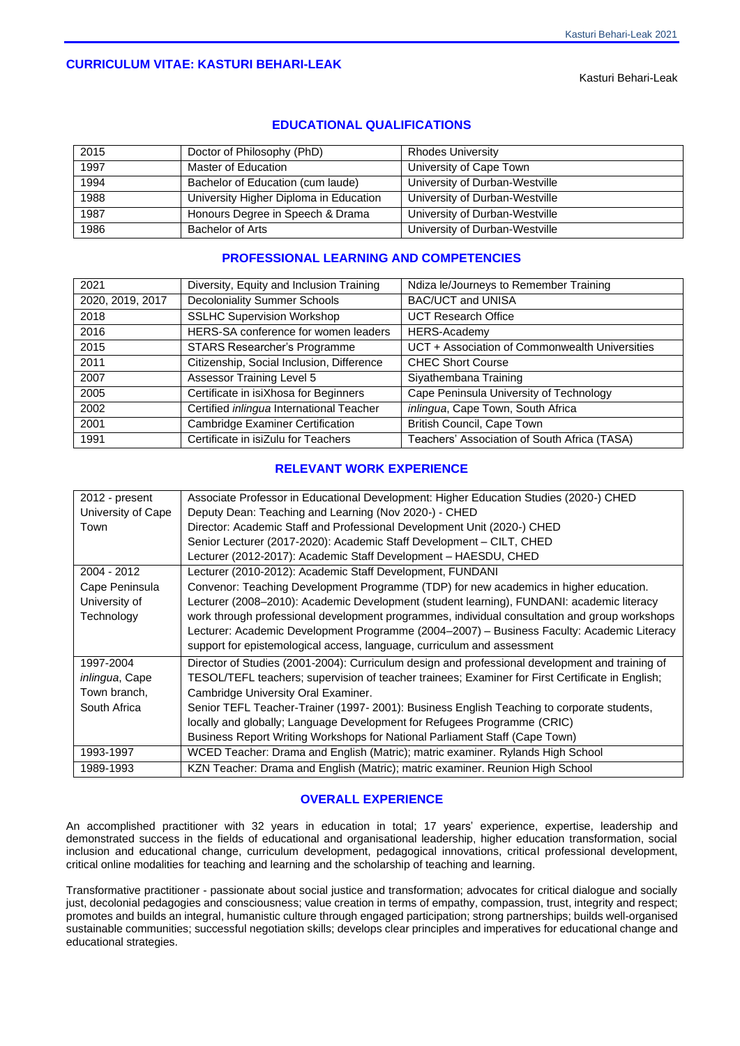# CURRICULUM VITAE: KASTURI BEHARI-LEAK

Kasturi Behari-Leak

## EDUCATIONAL QUALIFICATIONS

| | | |
|---|---|---|
| 2015 | Doctor of Philosophy (PhD) | Rhodes University |
| 1997 | Master of Education | University of Cape Town |
| 1994 | Bachelor of Education (cum laude) | University of Durban-Westville |
| 1988 | University Higher Diploma in Education | University of Durban-Westville |
| 1987 | Honours Degree in Speech & Drama | University of Durban-Westville |
| 1986 | Bachelor of Arts | University of Durban-Westville |

## PROFESSIONAL LEARNING AND COMPETENCIES

| | | |
|---|---|---|
| 2021 | Diversity, Equity and Inclusion Training | Ndiza le/Journeys to Remember Training |
| 2020, 2019, 2017 | Decoloniality Summer Schools | BAC/UCT and UNISA |
| 2018 | SSLHC Supervision Workshop | UCT Research Office |
| 2016 | HERS-SA conference for women leaders | HERS-Academy |
| 2015 | STARS Researcher's Programme | UCT + Association of Commonwealth Universities |
| 2011 | Citizenship, Social Inclusion, Difference | CHEC Short Course |
| 2007 | Assessor Training Level 5 | Siyathembana Training |
| 2005 | Certificate in isiXhosa for Beginners | Cape Peninsula University of Technology |
| 2002 | Certified *inlingua* International Teacher | *inlingua*, Cape Town, South Africa |
| 2001 | Cambridge Examiner Certification | British Council, Cape Town |
| 1991 | Certificate in isiZulu for Teachers | Teachers' Association of South Africa (TASA) |

## RELEVANT WORK EXPERIENCE

| | |
|---|---|
| 2012 - present<br>University of Cape Town | Associate Professor in Educational Development: Higher Education Studies (2020-) CHED<br>Deputy Dean: Teaching and Learning (Nov 2020-) - CHED<br>Director: Academic Staff and Professional Development Unit (2020-) CHED<br>Senior Lecturer (2017-2020): Academic Staff Development – CILT, CHED<br>Lecturer (2012-2017): Academic Staff Development – HAESDU, CHED |
| 2004 - 2012<br>Cape Peninsula University of Technology | Lecturer (2010-2012): Academic Staff Development, FUNDANI<br>Convenor: Teaching Development Programme (TDP) for new academics in higher education.<br>Lecturer (2008–2010): Academic Development (student learning), FUNDANI: academic literacy work through professional development programmes, individual consultation and group workshops<br>Lecturer: Academic Development Programme (2004–2007) – Business Faculty: Academic Literacy support for epistemological access, language, curriculum and assessment |
| 1997-2004<br>*inlingua*, Cape Town branch, South Africa | Director of Studies (2001-2004): Curriculum design and professional development and training of TESOL/TEFL teachers; supervision of teacher trainees; Examiner for First Certificate in English; Cambridge University Oral Examiner.<br>Senior TEFL Teacher-Trainer (1997- 2001): Business English Teaching to corporate students, locally and globally; Language Development for Refugees Programme (CRIC)<br>Business Report Writing Workshops for National Parliament Staff (Cape Town) |
| 1993-1997 | WCED Teacher: Drama and English (Matric); matric examiner. Rylands High School |
| 1989-1993 | KZN Teacher: Drama and English (Matric); matric examiner. Reunion High School |

## OVERALL EXPERIENCE

An accomplished practitioner with 32 years in education in total; 17 years' experience, expertise, leadership and demonstrated success in the fields of educational and organisational leadership, higher education transformation, social inclusion and educational change, curriculum development, pedagogical innovations, critical professional development, critical online modalities for teaching and learning and the scholarship of teaching and learning.

Transformative practitioner - passionate about social justice and transformation; advocates for critical dialogue and socially just, decolonial pedagogies and consciousness; value creation in terms of empathy, compassion, trust, integrity and respect; promotes and builds an integral, humanistic culture through engaged participation; strong partnerships; builds well-organised sustainable communities; successful negotiation skills; develops clear principles and imperatives for educational change and educational strategies.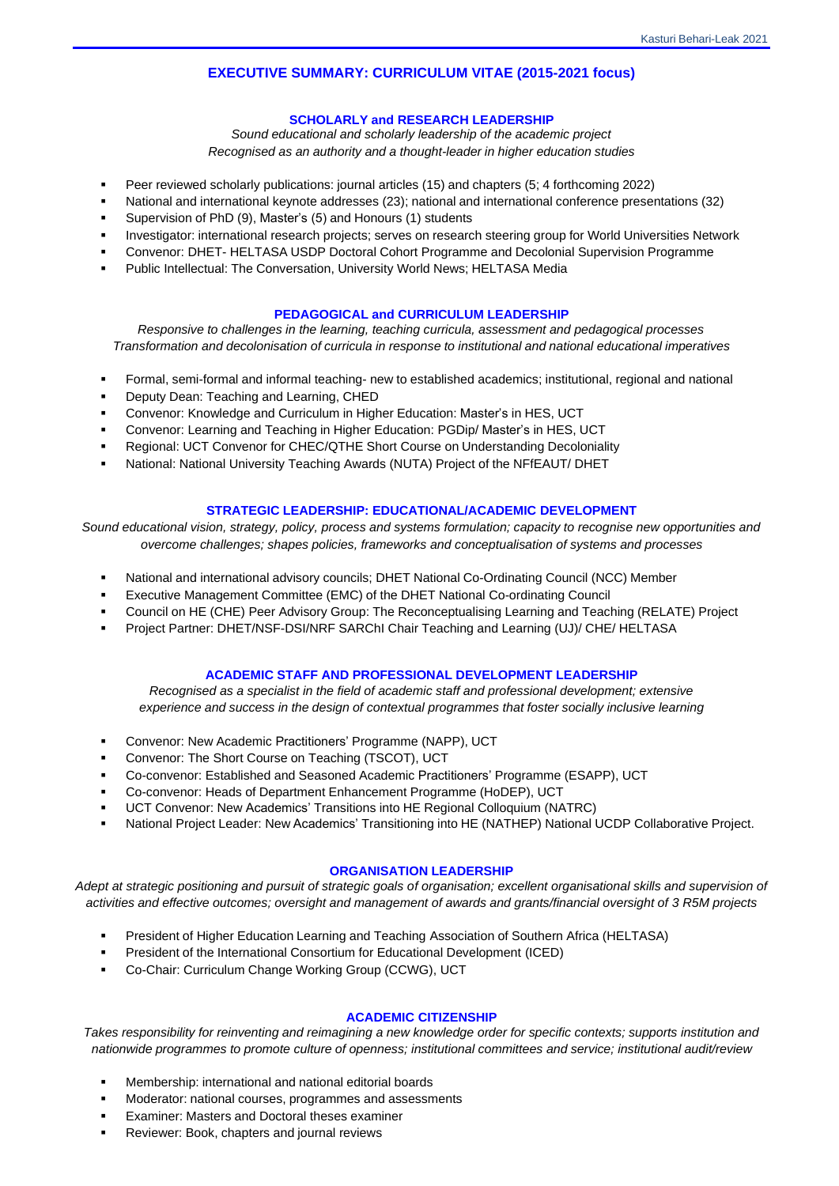# EXECUTIVE SUMMARY: CURRICULUM VITAE (2015-2021 focus)

## SCHOLARLY and RESEARCH LEADERSHIP

*Sound educational and scholarly leadership of the academic project*
*Recognised as an authority and a thought-leader in higher education studies*

- Peer reviewed scholarly publications: journal articles (15) and chapters (5; 4 forthcoming 2022)
- National and international keynote addresses (23); national and international conference presentations (32)
- Supervision of PhD (9), Master's (5) and Honours (1) students
- Investigator: international research projects; serves on research steering group for World Universities Network
- Convenor: DHET- HELTASA USDP Doctoral Cohort Programme and Decolonial Supervision Programme
- Public Intellectual: The Conversation, University World News; HELTASA Media

## PEDAGOGICAL and CURRICULUM LEADERSHIP

*Responsive to challenges in the learning, teaching curricula, assessment and pedagogical processes*
*Transformation and decolonisation of curricula in response to institutional and national educational imperatives*

- Formal, semi-formal and informal teaching- new to established academics; institutional, regional and national
- Deputy Dean: Teaching and Learning, CHED
- Convenor: Knowledge and Curriculum in Higher Education: Master's in HES, UCT
- Convenor: Learning and Teaching in Higher Education: PGDip/ Master's in HES, UCT
- Regional: UCT Convenor for CHEC/QTHE Short Course on Understanding Decoloniality
- National: National University Teaching Awards (NUTA) Project of the NFfEAUT/ DHET

## STRATEGIC LEADERSHIP: EDUCATIONAL/ACADEMIC DEVELOPMENT

*Sound educational vision, strategy, policy, process and systems formulation; capacity to recognise new opportunities and overcome challenges; shapes policies, frameworks and conceptualisation of systems and processes*

- National and international advisory councils; DHET National Co-Ordinating Council (NCC) Member
- Executive Management Committee (EMC) of the DHET National Co-ordinating Council
- Council on HE (CHE) Peer Advisory Group: The Reconceptualising Learning and Teaching (RELATE) Project
- Project Partner: DHET/NSF-DSI/NRF SARChI Chair Teaching and Learning (UJ)/ CHE/ HELTASA

## ACADEMIC STAFF AND PROFESSIONAL DEVELOPMENT LEADERSHIP

*Recognised as a specialist in the field of academic staff and professional development; extensive experience and success in the design of contextual programmes that foster socially inclusive learning*

- Convenor: New Academic Practitioners' Programme (NAPP), UCT
- Convenor: The Short Course on Teaching (TSCOT), UCT
- Co-convenor: Established and Seasoned Academic Practitioners' Programme (ESAPP), UCT
- Co-convenor: Heads of Department Enhancement Programme (HoDEP), UCT
- UCT Convenor: New Academics' Transitions into HE Regional Colloquium (NATRC)
- National Project Leader: New Academics' Transitioning into HE (NATHEP) National UCDP Collaborative Project.

## ORGANISATION LEADERSHIP

*Adept at strategic positioning and pursuit of strategic goals of organisation; excellent organisational skills and supervision of activities and effective outcomes; oversight and management of awards and grants/financial oversight of 3 R5M projects*

- President of Higher Education Learning and Teaching Association of Southern Africa (HELTASA)
- President of the International Consortium for Educational Development (ICED)
- Co-Chair: Curriculum Change Working Group (CCWG), UCT

## ACADEMIC CITIZENSHIP

*Takes responsibility for reinventing and reimagining a new knowledge order for specific contexts; supports institution and nationwide programmes to promote culture of openness; institutional committees and service; institutional audit/review*

- Membership: international and national editorial boards
- Moderator: national courses, programmes and assessments
- Examiner: Masters and Doctoral theses examiner
- Reviewer: Book, chapters and journal reviews